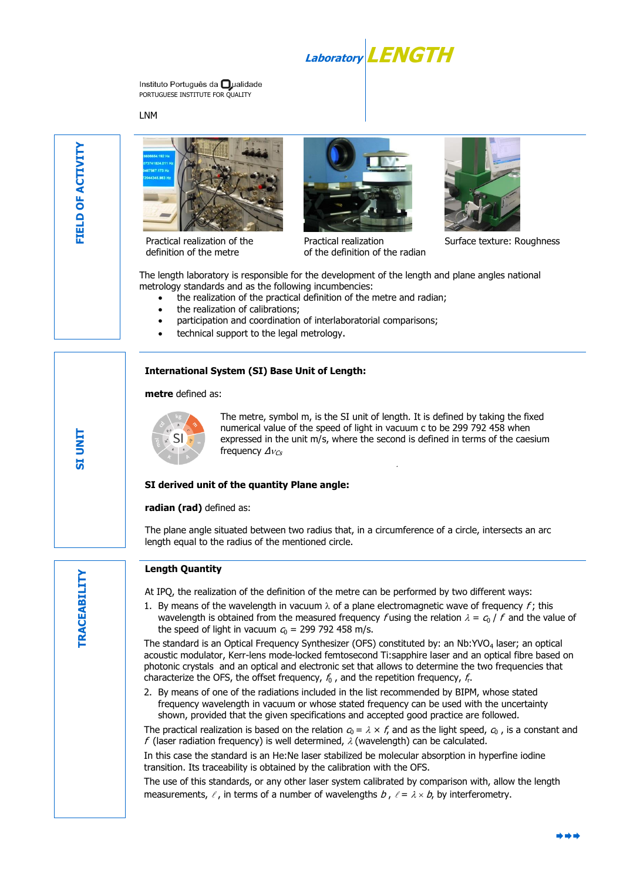**Laboratory LENGTH**

Instituto Português da Qualidade
PORTUGUESE INSTITUTE FOR QUALITY

LNM

## FIELD OF ACTIVITY

Practical realization of the definition of the metre

Practical realization of the definition of the radian

Surface texture: Roughness

The length laboratory is responsible for the development of the length and plane angles national metrology standards and as the following incumbencies:

- the realization of the practical definition of the metre and radian;
- the realization of calibrations;
- participation and coordination of interlaboratorial comparisons;
- technical support to the legal metrology.

## SI UNIT

**International System (SI) Base Unit of Length:**

**metre** defined as:

The metre, symbol m, is the SI unit of length. It is defined by taking the fixed numerical value of the speed of light in vacuum c to be 299 792 458 when expressed in the unit m/s, where the second is defined in terms of the caesium frequency $\Delta\nu_{Cs}$

**SI derived unit of the quantity Plane angle:**

**radian (rad)** defined as:

The plane angle situated between two radius that, in a circumference of a circle, intersects an arc length equal to the radius of the mentioned circle.

## TRACEABILITY

**Length Quantity**

At IPQ, the realization of the definition of the metre can be performed by two different ways:

1. By means of the wavelength in vacuum $\lambda$ of a plane electromagnetic wave of frequency $f$; this wavelength is obtained from the measured frequency $f$ using the relation $\lambda = c_0 / f$ and the value of the speed of light in vacuum $c_0$ = 299 792 458 m/s.

The standard is an Optical Frequency Synthesizer (OFS) constituted by: an $Nb:YVO_4$ laser; an optical acoustic modulator, Kerr-lens mode-locked femtosecond Ti:sapphire laser and an optical fibre based on photonic crystals and an optical and electronic set that allows to determine the two frequencies that characterize the OFS, the offset frequency, $f_0$, and the repetition frequency, $f_r$.

2. By means of one of the radiations included in the list recommended by BIPM, whose stated frequency wavelength in vacuum or whose stated frequency can be used with the uncertainty shown, provided that the given specifications and accepted good practice are followed.

The practical realization is based on the relation $c_0 = \lambda \times f$, and as the light speed, $c_0$, is a constant and $f$ (laser radiation frequency) is well determined, $\lambda$ (wavelength) can be calculated.

In this case the standard is an He:Ne laser stabilized be molecular absorption in hyperfine iodine transition. Its traceability is obtained by the calibration with the OFS.

The use of this standards, or any other laser system calibrated by comparison with, allow the length measurements, $\ell$, in terms of a number of wavelengths $b$, $\ell = \lambda \times b$, by interferometry.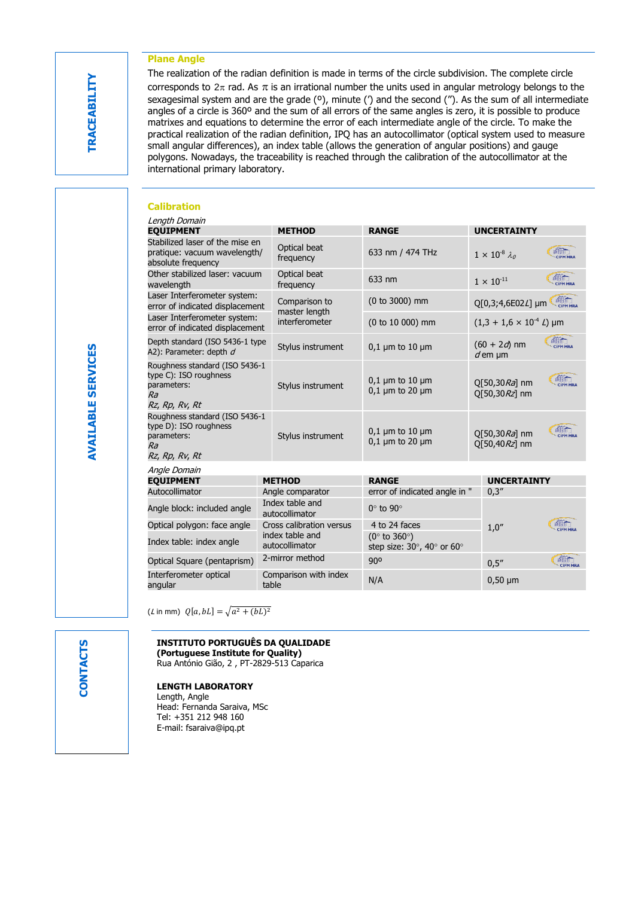TRACEABILITY

## Plane Angle

The realization of the radian definition is made in terms of the circle subdivision. The complete circle corresponds to $2\pi$ rad. As $\pi$ is an irrational number the units used in angular metrology belongs to the sexagesimal system and are the grade (º), minute (’) and the second (”). As the sum of all intermediate angles of a circle is 360º and the sum of all errors of the same angles is zero, it is possible to produce matrixes and equations to determine the error of each intermediate angle of the circle. To make the practical realization of the radian definition, IPQ has an autocollimator (optical system used to measure small angular differences), an index table (allows the generation of angular positions) and gauge polygons. Nowadays, the traceability is reached through the calibration of the autocollimator at the international primary laboratory.

AVAILABLE SERVICES

## Calibration

*Length Domain*

| EQUIPMENT | METHOD | RANGE | UNCERTAINTY | |
|---|---|---|---|---|
| Stabilized laser of the mise en pratique: vacuum wavelength/ absolute frequency | Optical beat frequency | 633 nm / 474 THz | $1 \times 10^{-8}\ \lambda_0$ | CIPM MRA |
| Other stabilized laser: vacuum wavelength | Optical beat frequency | 633 nm | $1 \times 10^{-11}$ | CIPM MRA |
| Laser Interferometer system: error of indicated displacement | Comparison to master length interferometer | (0 to 3000) mm | Q[0,3;4,6E02*L*] µm | CIPM MRA |
| Laser Interferometer system: error of indicated displacement | | (0 to 10 000) mm | $(1{,}3 + 1{,}6 \times 10^{-4}\ L)$ µm | |
| Depth standard (ISO 5436-1 type A2): Parameter: depth *d* | Stylus instrument | 0,1 µm to 10 µm | (60 + 2*d*) nm<br>*d* em µm | CIPM MRA |
| Roughness standard (ISO 5436-1 type C): ISO roughness parameters:<br>*Ra*<br>*Rz, Rp, Rv, Rt* | Stylus instrument | 0,1 µm to 10 µm<br>0,1 µm to 20 µm | Q[50,30*Ra*] nm<br>Q[50,30*Rz*] nm | CIPM MRA |
| Roughness standard (ISO 5436-1 type D): ISO roughness parameters:<br>*Ra*<br>*Rz, Rp, Rv, Rt* | Stylus instrument | 0,1 µm to 10 µm<br>0,1 µm to 20 µm | Q[50,30*Ra*] nm<br>Q[50,40*Rz*] nm | CIPM MRA |

*Angle Domain*

| EQUIPMENT | METHOD | RANGE | UNCERTAINTY | |
|---|---|---|---|---|
| Autocollimator | Angle comparator | error of indicated angle in " | 0,3” | |
| Angle block: included angle | Index table and autocollimator | 0° to 90° | 1,0” | CIPM MRA |
| Optical polygon: face angle | Cross calibration versus index table and autocollimator | 4 to 24 faces | | |
| Index table: index angle | | (0° to 360°)<br>step size: 30°, 40° or 60° | | |
| Optical Square (pentaprism) | 2-mirror method | 90º | 0,5” | CIPM MRA |
| Interferometer optical angular | Comparison with index table | N/A | 0,50 µm | |

(*L* in mm) $Q[a, bL] = \sqrt{a^2 + (bL)^2}$

CONTACTS

**INSTITUTO PORTUGUÊS DA QUALIDADE**
**(Portuguese Institute for Quality)**
Rua António Gião, 2 , PT-2829-513 Caparica

**LENGTH LABORATORY**
Length, Angle
Head: Fernanda Saraiva, MSc
Tel: +351 212 948 160
E-mail: fsaraiva@ipq.pt